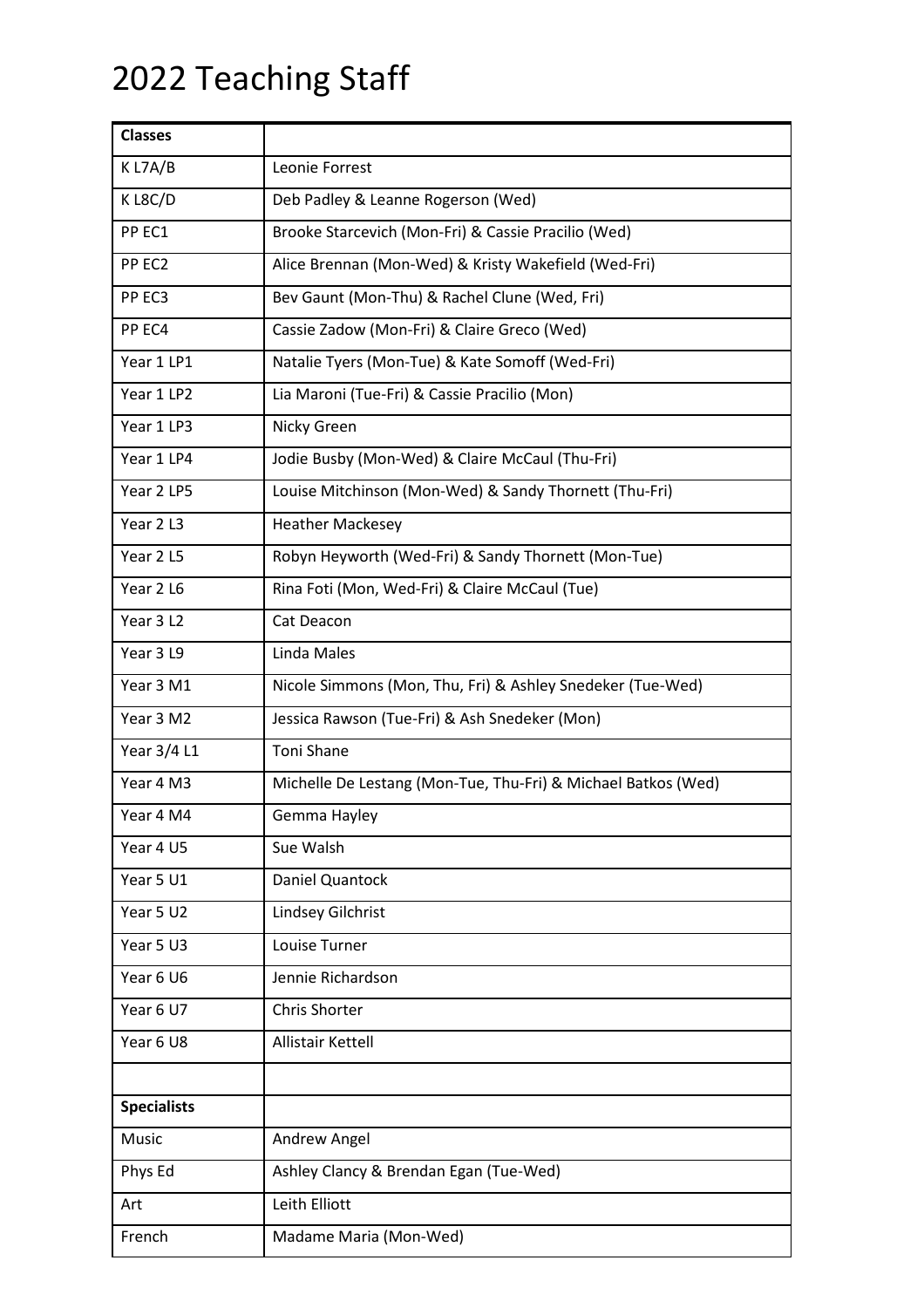# 2022 Teaching Staff

| Classes | |
|---|---|
| K L7A/B | Leonie Forrest |
| K L8C/D | Deb Padley & Leanne Rogerson (Wed) |
| PP EC1 | Brooke Starcevich (Mon-Fri) & Cassie Pracilio (Wed) |
| PP EC2 | Alice Brennan (Mon-Wed) & Kristy Wakefield (Wed-Fri) |
| PP EC3 | Bev Gaunt (Mon-Thu) & Rachel Clune (Wed, Fri) |
| PP EC4 | Cassie Zadow (Mon-Fri) & Claire Greco (Wed) |
| Year 1 LP1 | Natalie Tyers (Mon-Tue) & Kate Somoff (Wed-Fri) |
| Year 1 LP2 | Lia Maroni (Tue-Fri) & Cassie Pracilio (Mon) |
| Year 1 LP3 | Nicky Green |
| Year 1 LP4 | Jodie Busby (Mon-Wed) & Claire McCaul (Thu-Fri) |
| Year 2 LP5 | Louise Mitchinson (Mon-Wed) & Sandy Thornett (Thu-Fri) |
| Year 2 L3 | Heather Mackesey |
| Year 2 L5 | Robyn Heyworth (Wed-Fri) & Sandy Thornett (Mon-Tue) |
| Year 2 L6 | Rina Foti (Mon, Wed-Fri) & Claire McCaul (Tue) |
| Year 3 L2 | Cat Deacon |
| Year 3 L9 | Linda Males |
| Year 3 M1 | Nicole Simmons (Mon, Thu, Fri) & Ashley Snedeker (Tue-Wed) |
| Year 3 M2 | Jessica Rawson (Tue-Fri) & Ash Snedeker (Mon) |
| Year 3/4 L1 | Toni Shane |
| Year 4 M3 | Michelle De Lestang (Mon-Tue, Thu-Fri) & Michael Batkos (Wed) |
| Year 4 M4 | Gemma Hayley |
| Year 4 U5 | Sue Walsh |
| Year 5 U1 | Daniel Quantock |
| Year 5 U2 | Lindsey Gilchrist |
| Year 5 U3 | Louise Turner |
| Year 6 U6 | Jennie Richardson |
| Year 6 U7 | Chris Shorter |
| Year 6 U8 | Allistair Kettell |
| | |
| **Specialists** | |
| Music | Andrew Angel |
| Phys Ed | Ashley Clancy & Brendan Egan (Tue-Wed) |
| Art | Leith Elliott |
| French | Madame Maria (Mon-Wed) |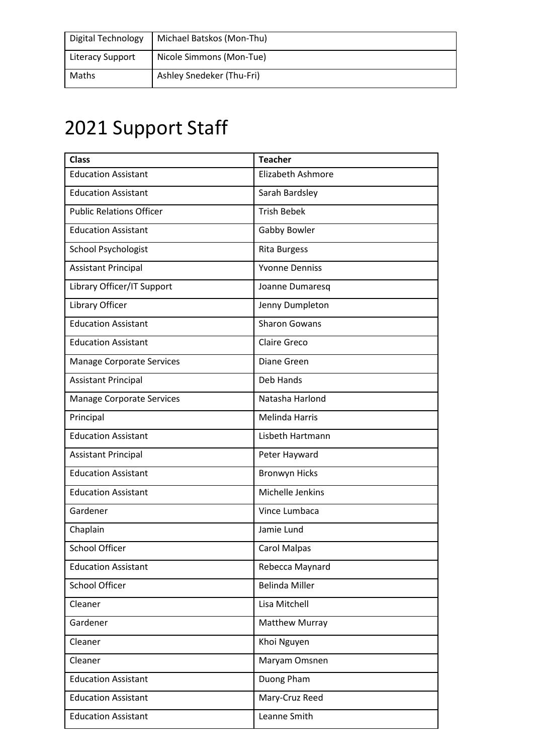| Digital Technology | Michael Batskos (Mon-Thu) |
|---|---|
| Literacy Support | Nicole Simmons (Mon-Tue) |
| Maths | Ashley Snedeker (Thu-Fri) |

# 2021 Support Staff

| Class | Teacher |
|---|---|
| Education Assistant | Elizabeth Ashmore |
| Education Assistant | Sarah Bardsley |
| Public Relations Officer | Trish Bebek |
| Education Assistant | Gabby Bowler |
| School Psychologist | Rita Burgess |
| Assistant Principal | Yvonne Denniss |
| Library Officer/IT Support | Joanne Dumaresq |
| Library Officer | Jenny Dumpleton |
| Education Assistant | Sharon Gowans |
| Education Assistant | Claire Greco |
| Manage Corporate Services | Diane Green |
| Assistant Principal | Deb Hands |
| Manage Corporate Services | Natasha Harlond |
| Principal | Melinda Harris |
| Education Assistant | Lisbeth Hartmann |
| Assistant Principal | Peter Hayward |
| Education Assistant | Bronwyn Hicks |
| Education Assistant | Michelle Jenkins |
| Gardener | Vince Lumbaca |
| Chaplain | Jamie Lund |
| School Officer | Carol Malpas |
| Education Assistant | Rebecca Maynard |
| School Officer | Belinda Miller |
| Cleaner | Lisa Mitchell |
| Gardener | Matthew Murray |
| Cleaner | Khoi Nguyen |
| Cleaner | Maryam Omsnen |
| Education Assistant | Duong Pham |
| Education Assistant | Mary-Cruz Reed |
| Education Assistant | Leanne Smith |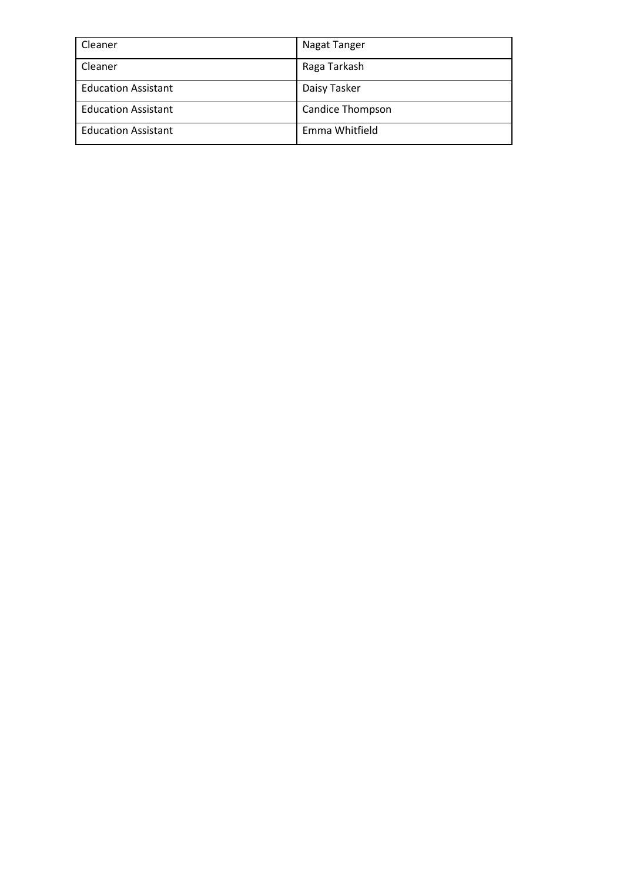| | |
|---|---|
| Cleaner | Nagat Tanger |
| Cleaner | Raga Tarkash |
| Education Assistant | Daisy Tasker |
| Education Assistant | Candice Thompson |
| Education Assistant | Emma Whitfield |